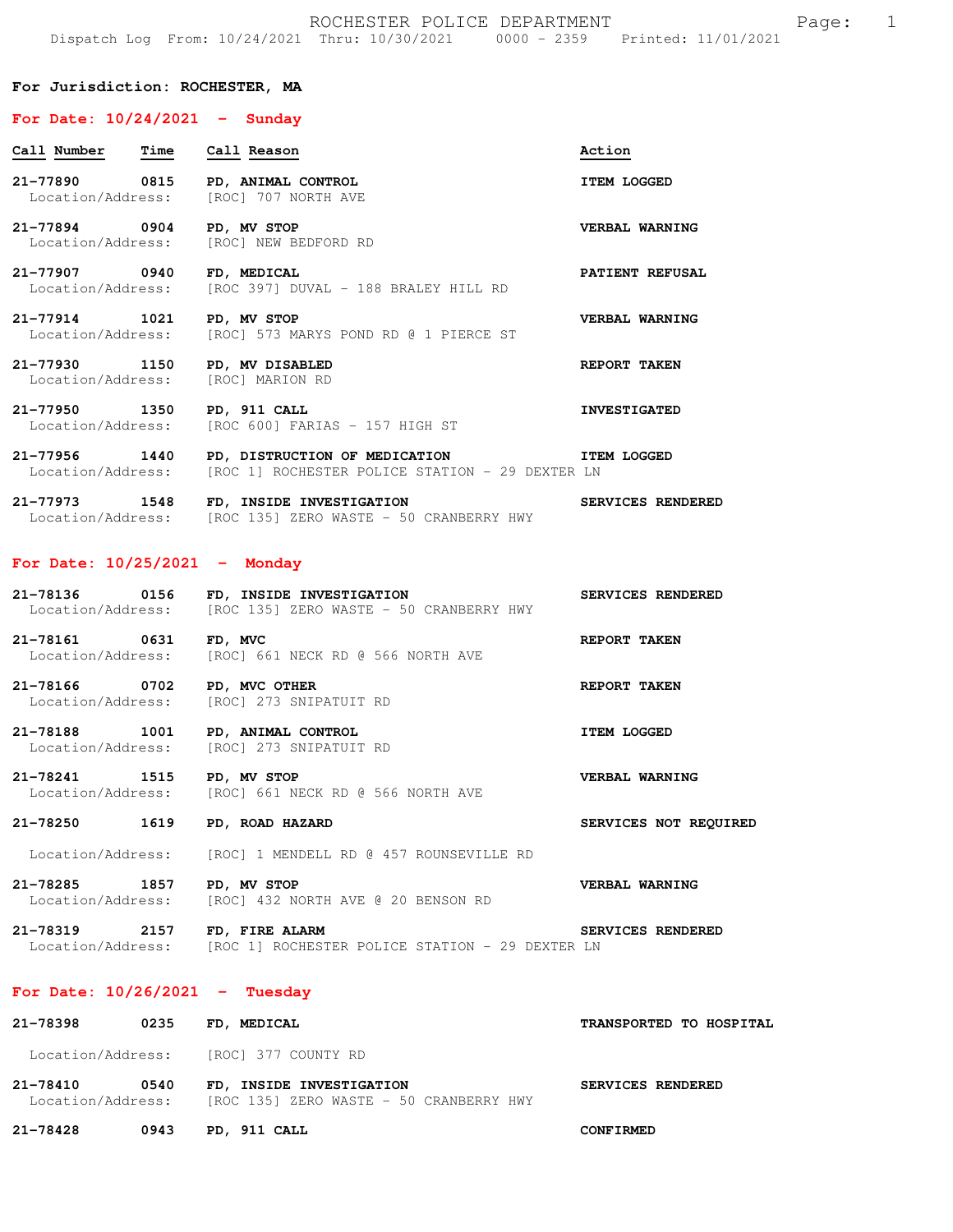ROCHESTER POLICE DEPARTMENT

Dispatch Log From: 10/24/2021 Thru: 10/30/2021 0000 - 2359 Printed: 11/01/2021

**For Jurisdiction: ROCHESTER, MA**

## For Date: 10/24/2021 - Sunday

| Call Number | Time | Call Reason | Action |
|---|---|---|---|
| 21-77890 | 0815 | PD, ANIMAL CONTROL | ITEM LOGGED |
| Location/Address: | | [ROC] 707 NORTH AVE | |
| 21-77894 | 0904 | PD, MV STOP | VERBAL WARNING |
| Location/Address: | | [ROC] NEW BEDFORD RD | |
| 21-77907 | 0940 | FD, MEDICAL | PATIENT REFUSAL |
| Location/Address: | | [ROC 397] DUVAL - 188 BRALEY HILL RD | |
| 21-77914 | 1021 | PD, MV STOP | VERBAL WARNING |
| Location/Address: | | [ROC] 573 MARYS POND RD @ 1 PIERCE ST | |
| 21-77930 | 1150 | PD, MV DISABLED | REPORT TAKEN |
| Location/Address: | | [ROC] MARION RD | |
| 21-77950 | 1350 | PD, 911 CALL | INVESTIGATED |
| Location/Address: | | [ROC 600] FARIAS - 157 HIGH ST | |
| 21-77956 | 1440 | PD, DISTRUCTION OF MEDICATION | ITEM LOGGED |
| Location/Address: | | [ROC 1] ROCHESTER POLICE STATION - 29 DEXTER LN | |
| 21-77973 | 1548 | FD, INSIDE INVESTIGATION | SERVICES RENDERED |
| Location/Address: | | [ROC 135] ZERO WASTE - 50 CRANBERRY HWY | |

## For Date: 10/25/2021 - Monday

| Call Number | Time | Call Reason | Action |
|---|---|---|---|
| 21-78136 | 0156 | FD, INSIDE INVESTIGATION | SERVICES RENDERED |
| Location/Address: | | [ROC 135] ZERO WASTE - 50 CRANBERRY HWY | |
| 21-78161 | 0631 | FD, MVC | REPORT TAKEN |
| Location/Address: | | [ROC] 661 NECK RD @ 566 NORTH AVE | |
| 21-78166 | 0702 | PD, MVC OTHER | REPORT TAKEN |
| Location/Address: | | [ROC] 273 SNIPATUIT RD | |
| 21-78188 | 1001 | PD, ANIMAL CONTROL | ITEM LOGGED |
| Location/Address: | | [ROC] 273 SNIPATUIT RD | |
| 21-78241 | 1515 | PD, MV STOP | VERBAL WARNING |
| Location/Address: | | [ROC] 661 NECK RD @ 566 NORTH AVE | |
| 21-78250 | 1619 | PD, ROAD HAZARD | SERVICES NOT REQUIRED |
| Location/Address: | | [ROC] 1 MENDELL RD @ 457 ROUNSEVILLE RD | |
| 21-78285 | 1857 | PD, MV STOP | VERBAL WARNING |
| Location/Address: | | [ROC] 432 NORTH AVE @ 20 BENSON RD | |
| 21-78319 | 2157 | FD, FIRE ALARM | SERVICES RENDERED |
| Location/Address: | | [ROC 1] ROCHESTER POLICE STATION - 29 DEXTER LN | |

## For Date: 10/26/2021 - Tuesday

| Call Number | Time | Call Reason | Action |
|---|---|---|---|
| 21-78398 | 0235 | FD, MEDICAL | TRANSPORTED TO HOSPITAL |
| Location/Address: | | [ROC] 377 COUNTY RD | |
| 21-78410 | 0540 | FD, INSIDE INVESTIGATION | SERVICES RENDERED |
| Location/Address: | | [ROC 135] ZERO WASTE - 50 CRANBERRY HWY | |
| 21-78428 | 0943 | PD, 911 CALL | CONFIRMED |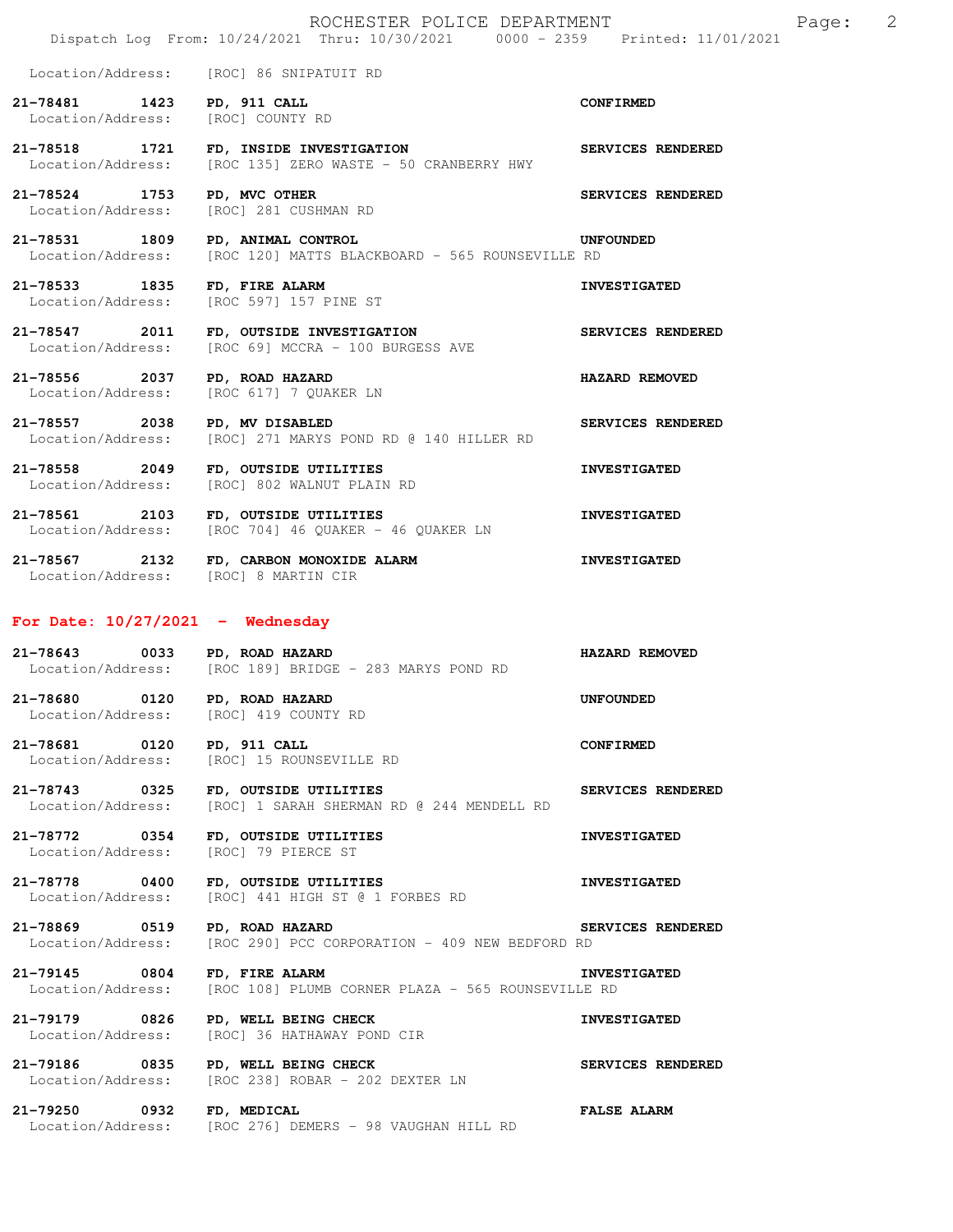Location/Address: [ROC] 86 SNIPATUIT RD

**21-78481 1423 PD, 911 CALL** — **CONFIRMED**
Location/Address: [ROC] COUNTY RD

**21-78518 1721 FD, INSIDE INVESTIGATION** — **SERVICES RENDERED**
Location/Address: [ROC 135] ZERO WASTE - 50 CRANBERRY HWY

**21-78524 1753 PD, MVC OTHER** — **SERVICES RENDERED**
Location/Address: [ROC] 281 CUSHMAN RD

**21-78531 1809 PD, ANIMAL CONTROL** — **UNFOUNDED**
Location/Address: [ROC 120] MATTS BLACKBOARD - 565 ROUNSEVILLE RD

**21-78533 1835 FD, FIRE ALARM** — **INVESTIGATED**
Location/Address: [ROC 597] 157 PINE ST

**21-78547 2011 FD, OUTSIDE INVESTIGATION** — **SERVICES RENDERED**
Location/Address: [ROC 69] MCCRA - 100 BURGESS AVE

**21-78556 2037 PD, ROAD HAZARD** — **HAZARD REMOVED**
Location/Address: [ROC 617] 7 QUAKER LN

**21-78557 2038 PD, MV DISABLED** — **SERVICES RENDERED**
Location/Address: [ROC] 271 MARYS POND RD @ 140 HILLER RD

**21-78558 2049 FD, OUTSIDE UTILITIES** — **INVESTIGATED**
Location/Address: [ROC] 802 WALNUT PLAIN RD

**21-78561 2103 FD, OUTSIDE UTILITIES** — **INVESTIGATED**
Location/Address: [ROC 704] 46 QUAKER - 46 QUAKER LN

**21-78567 2132 FD, CARBON MONOXIDE ALARM** — **INVESTIGATED**
Location/Address: [ROC] 8 MARTIN CIR

## For Date: 10/27/2021 - Wednesday

**21-78643 0033 PD, ROAD HAZARD** — **HAZARD REMOVED**
Location/Address: [ROC 189] BRIDGE - 283 MARYS POND RD

**21-78680 0120 PD, ROAD HAZARD** — **UNFOUNDED**
Location/Address: [ROC] 419 COUNTY RD

**21-78681 0120 PD, 911 CALL** — **CONFIRMED**
Location/Address: [ROC] 15 ROUNSEVILLE RD

**21-78743 0325 FD, OUTSIDE UTILITIES** — **SERVICES RENDERED**
Location/Address: [ROC] 1 SARAH SHERMAN RD @ 244 MENDELL RD

**21-78772 0354 FD, OUTSIDE UTILITIES** — **INVESTIGATED**
Location/Address: [ROC] 79 PIERCE ST

**21-78778 0400 FD, OUTSIDE UTILITIES** — **INVESTIGATED**
Location/Address: [ROC] 441 HIGH ST @ 1 FORBES RD

**21-78869 0519 PD, ROAD HAZARD** — **SERVICES RENDERED**
Location/Address: [ROC 290] PCC CORPORATION - 409 NEW BEDFORD RD

**21-79145 0804 FD, FIRE ALARM** — **INVESTIGATED**
Location/Address: [ROC 108] PLUMB CORNER PLAZA - 565 ROUNSEVILLE RD

**21-79179 0826 PD, WELL BEING CHECK** — **INVESTIGATED**
Location/Address: [ROC] 36 HATHAWAY POND CIR

**21-79186 0835 PD, WELL BEING CHECK** — **SERVICES RENDERED**
Location/Address: [ROC 238] ROBAR - 202 DEXTER LN

**21-79250 0932 FD, MEDICAL** — **FALSE ALARM**
Location/Address: [ROC 276] DEMERS - 98 VAUGHAN HILL RD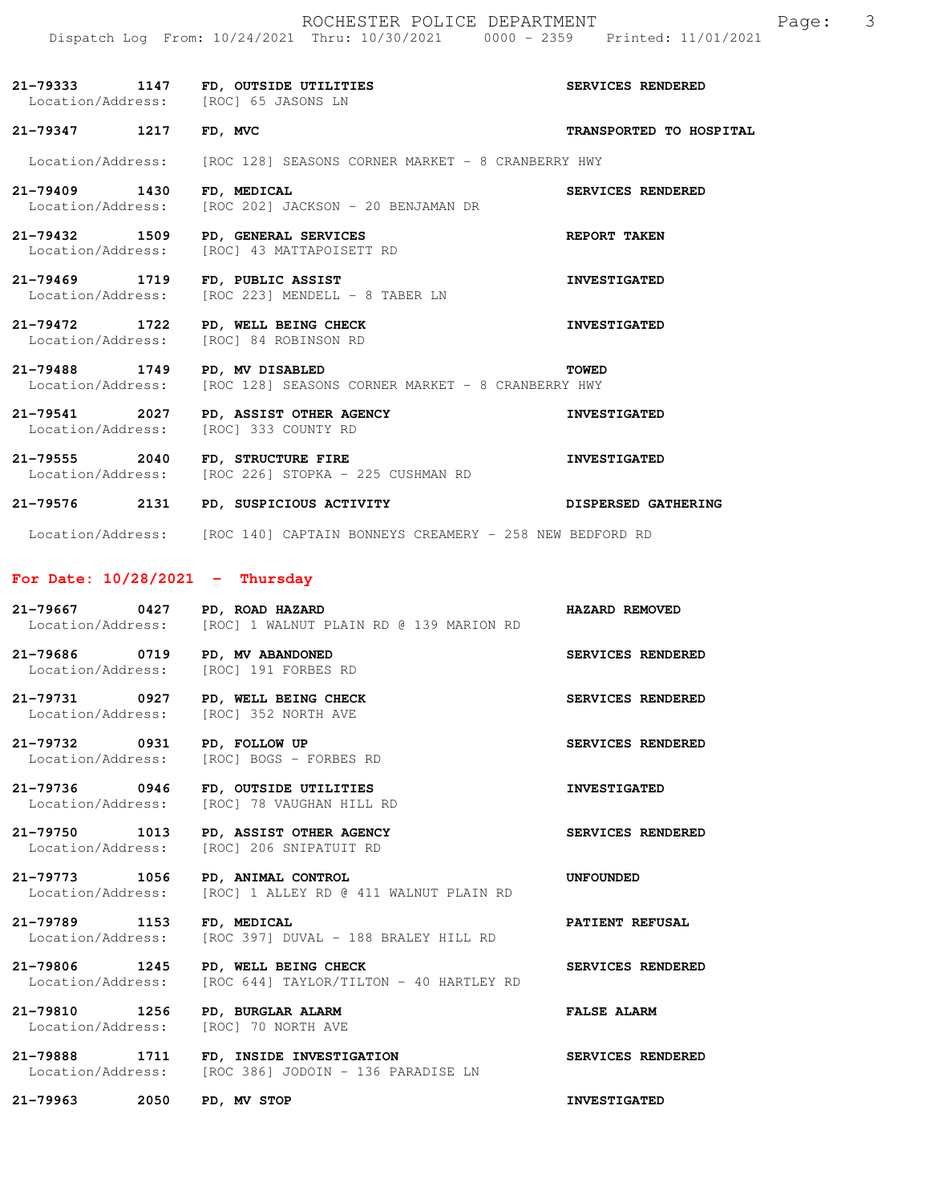21-79333 1147 FD, OUTSIDE UTILITIES SERVICES RENDERED
Location/Address: [ROC] 65 JASONS LN

21-79347 1217 FD, MVC TRANSPORTED TO HOSPITAL
Location/Address: [ROC 128] SEASONS CORNER MARKET - 8 CRANBERRY HWY

21-79409 1430 FD, MEDICAL SERVICES RENDERED
Location/Address: [ROC 202] JACKSON - 20 BENJAMAN DR

21-79432 1509 PD, GENERAL SERVICES REPORT TAKEN
Location/Address: [ROC] 43 MATTAPOISETT RD

21-79469 1719 FD, PUBLIC ASSIST INVESTIGATED
Location/Address: [ROC 223] MENDELL - 8 TABER LN

21-79472 1722 PD, WELL BEING CHECK INVESTIGATED
Location/Address: [ROC] 84 ROBINSON RD

21-79488 1749 PD, MV DISABLED TOWED
Location/Address: [ROC 128] SEASONS CORNER MARKET - 8 CRANBERRY HWY

21-79541 2027 PD, ASSIST OTHER AGENCY INVESTIGATED
Location/Address: [ROC] 333 COUNTY RD

21-79555 2040 FD, STRUCTURE FIRE INVESTIGATED
Location/Address: [ROC 226] STOPKA - 225 CUSHMAN RD

21-79576 2131 PD, SUSPICIOUS ACTIVITY DISPERSED GATHERING
Location/Address: [ROC 140] CAPTAIN BONNEYS CREAMERY - 258 NEW BEDFORD RD

## For Date: 10/28/2021 - Thursday

21-79667 0427 PD, ROAD HAZARD HAZARD REMOVED
Location/Address: [ROC] 1 WALNUT PLAIN RD @ 139 MARION RD

21-79686 0719 PD, MV ABANDONED SERVICES RENDERED
Location/Address: [ROC] 191 FORBES RD

21-79731 0927 PD, WELL BEING CHECK SERVICES RENDERED
Location/Address: [ROC] 352 NORTH AVE

21-79732 0931 PD, FOLLOW UP SERVICES RENDERED
Location/Address: [ROC] BOGS - FORBES RD

21-79736 0946 FD, OUTSIDE UTILITIES INVESTIGATED
Location/Address: [ROC] 78 VAUGHAN HILL RD

21-79750 1013 PD, ASSIST OTHER AGENCY SERVICES RENDERED
Location/Address: [ROC] 206 SNIPATUIT RD

21-79773 1056 PD, ANIMAL CONTROL UNFOUNDED
Location/Address: [ROC] 1 ALLEY RD @ 411 WALNUT PLAIN RD

21-79789 1153 FD, MEDICAL PATIENT REFUSAL
Location/Address: [ROC 397] DUVAL - 188 BRALEY HILL RD

21-79806 1245 PD, WELL BEING CHECK SERVICES RENDERED
Location/Address: [ROC 644] TAYLOR/TILTON - 40 HARTLEY RD

21-79810 1256 PD, BURGLAR ALARM FALSE ALARM
Location/Address: [ROC] 70 NORTH AVE

21-79888 1711 FD, INSIDE INVESTIGATION SERVICES RENDERED
Location/Address: [ROC 386] JODOIN - 136 PARADISE LN

21-79963 2050 PD, MV STOP INVESTIGATED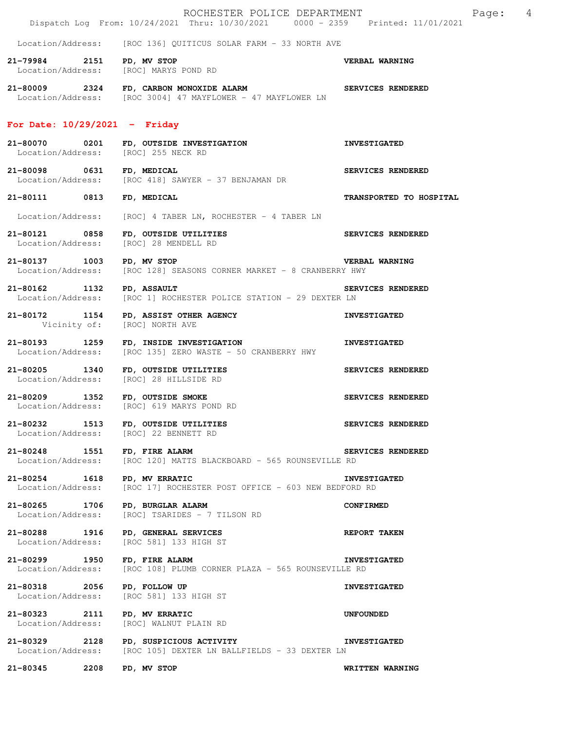Location/Address: [ROC 136] QUITICUS SOLAR FARM - 33 NORTH AVE

**21-79984 2151 PD, MV STOP** **VERBAL WARNING**
Location/Address: [ROC] MARYS POND RD

**21-80009 2324 FD, CARBON MONOXIDE ALARM** **SERVICES RENDERED**
Location/Address: [ROC 3004] 47 MAYFLOWER - 47 MAYFLOWER LN

## For Date: 10/29/2021 - Friday

**21-80070 0201 FD, OUTSIDE INVESTIGATION** **INVESTIGATED**
Location/Address: [ROC] 255 NECK RD

**21-80098 0631 FD, MEDICAL** **SERVICES RENDERED**
Location/Address: [ROC 418] SAWYER - 37 BENJAMAN DR

**21-80111 0813 FD, MEDICAL** **TRANSPORTED TO HOSPITAL**
Location/Address: [ROC] 4 TABER LN, ROCHESTER - 4 TABER LN

**21-80121 0858 FD, OUTSIDE UTILITIES** **SERVICES RENDERED**
Location/Address: [ROC] 28 MENDELL RD

**21-80137 1003 PD, MV STOP** **VERBAL WARNING**
Location/Address: [ROC 128] SEASONS CORNER MARKET - 8 CRANBERRY HWY

**21-80162 1132 PD, ASSAULT** **SERVICES RENDERED**
Location/Address: [ROC 1] ROCHESTER POLICE STATION - 29 DEXTER LN

**21-80172 1154 PD, ASSIST OTHER AGENCY** **INVESTIGATED**
Vicinity of: [ROC] NORTH AVE

**21-80193 1259 FD, INSIDE INVESTIGATION** **INVESTIGATED**
Location/Address: [ROC 135] ZERO WASTE - 50 CRANBERRY HWY

**21-80205 1340 FD, OUTSIDE UTILITIES** **SERVICES RENDERED**
Location/Address: [ROC] 28 HILLSIDE RD

**21-80209 1352 FD, OUTSIDE SMOKE** **SERVICES RENDERED**
Location/Address: [ROC] 619 MARYS POND RD

**21-80232 1513 FD, OUTSIDE UTILITIES** **SERVICES RENDERED**
Location/Address: [ROC] 22 BENNETT RD

**21-80248 1551 FD, FIRE ALARM** **SERVICES RENDERED**
Location/Address: [ROC 120] MATTS BLACKBOARD - 565 ROUNSEVILLE RD

**21-80254 1618 PD, MV ERRATIC** **INVESTIGATED**
Location/Address: [ROC 17] ROCHESTER POST OFFICE - 603 NEW BEDFORD RD

**21-80265 1706 PD, BURGLAR ALARM** **CONFIRMED**
Location/Address: [ROC] TSARIDES - 7 TILSON RD

**21-80288 1916 PD, GENERAL SERVICES** **REPORT TAKEN**
Location/Address: [ROC 581] 133 HIGH ST

**21-80299 1950 FD, FIRE ALARM** **INVESTIGATED**
Location/Address: [ROC 108] PLUMB CORNER PLAZA - 565 ROUNSEVILLE RD

**21-80318 2056 PD, FOLLOW UP** **INVESTIGATED**
Location/Address: [ROC 581] 133 HIGH ST

**21-80323 2111 PD, MV ERRATIC** **UNFOUNDED**
Location/Address: [ROC] WALNUT PLAIN RD

**21-80329 2128 PD, SUSPICIOUS ACTIVITY** **INVESTIGATED**
Location/Address: [ROC 105] DEXTER LN BALLFIELDS - 33 DEXTER LN

**21-80345 2208 PD, MV STOP** **WRITTEN WARNING**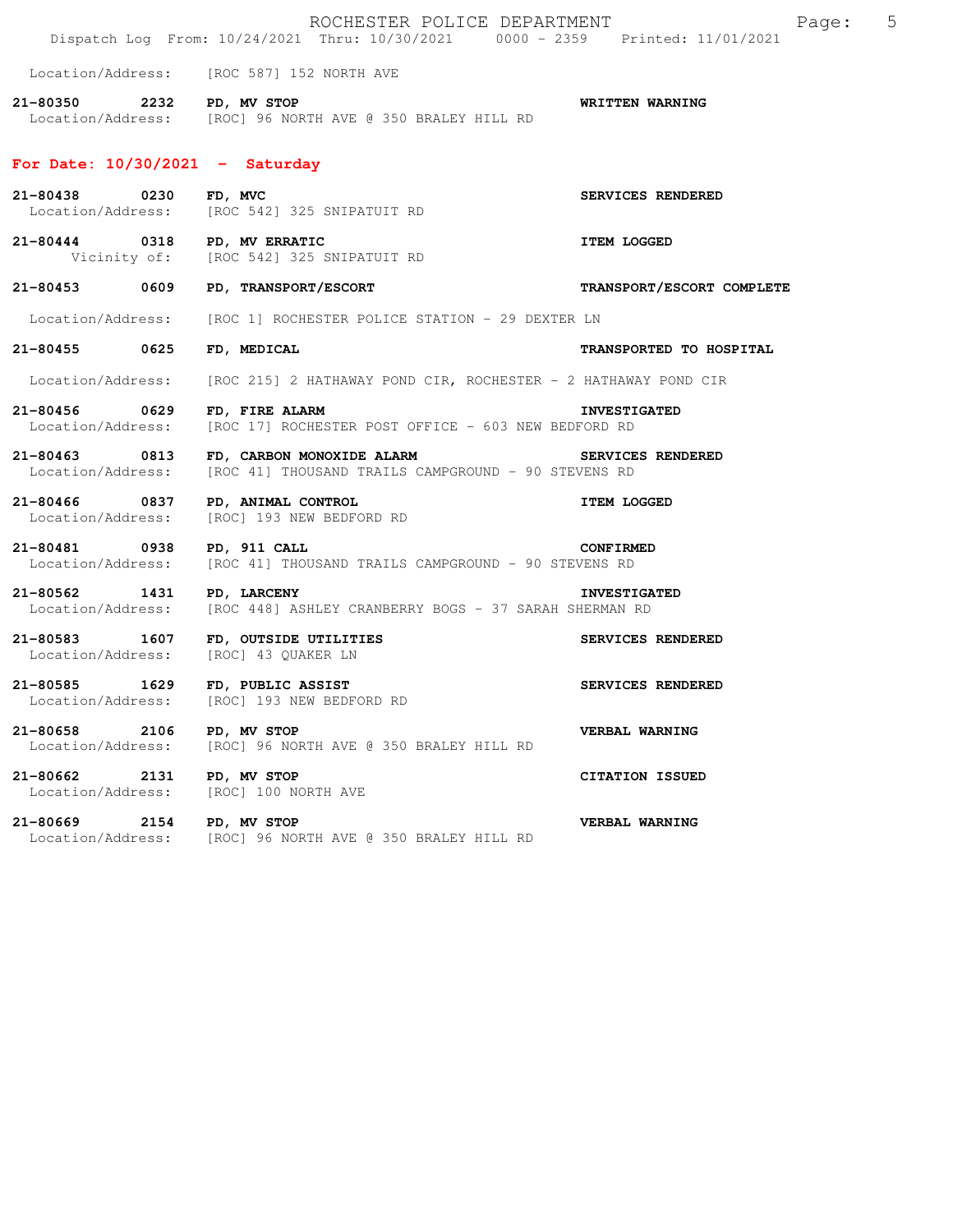Location/Address: [ROC 587] 152 NORTH AVE

**21-80350 2232 PD, MV STOP** — **WRITTEN WARNING**
Location/Address: [ROC] 96 NORTH AVE @ 350 BRALEY HILL RD

## For Date: 10/30/2021 - Saturday

**21-80438 0230 FD, MVC** — **SERVICES RENDERED**
Location/Address: [ROC 542] 325 SNIPATUIT RD

**21-80444 0318 PD, MV ERRATIC** — **ITEM LOGGED**
Vicinity of: [ROC 542] 325 SNIPATUIT RD

**21-80453 0609 PD, TRANSPORT/ESCORT** — **TRANSPORT/ESCORT COMPLETE**
Location/Address: [ROC 1] ROCHESTER POLICE STATION - 29 DEXTER LN

**21-80455 0625 FD, MEDICAL** — **TRANSPORTED TO HOSPITAL**
Location/Address: [ROC 215] 2 HATHAWAY POND CIR, ROCHESTER - 2 HATHAWAY POND CIR

**21-80456 0629 FD, FIRE ALARM** — **INVESTIGATED**
Location/Address: [ROC 17] ROCHESTER POST OFFICE - 603 NEW BEDFORD RD

**21-80463 0813 FD, CARBON MONOXIDE ALARM** — **SERVICES RENDERED**
Location/Address: [ROC 41] THOUSAND TRAILS CAMPGROUND - 90 STEVENS RD

**21-80466 0837 PD, ANIMAL CONTROL** — **ITEM LOGGED**
Location/Address: [ROC] 193 NEW BEDFORD RD

**21-80481 0938 PD, 911 CALL** — **CONFIRMED**
Location/Address: [ROC 41] THOUSAND TRAILS CAMPGROUND - 90 STEVENS RD

**21-80562 1431 PD, LARCENY** — **INVESTIGATED**
Location/Address: [ROC 448] ASHLEY CRANBERRY BOGS - 37 SARAH SHERMAN RD

**21-80583 1607 FD, OUTSIDE UTILITIES** — **SERVICES RENDERED**
Location/Address: [ROC] 43 QUAKER LN

**21-80585 1629 FD, PUBLIC ASSIST** — **SERVICES RENDERED**
Location/Address: [ROC] 193 NEW BEDFORD RD

**21-80658 2106 PD, MV STOP** — **VERBAL WARNING**
Location/Address: [ROC] 96 NORTH AVE @ 350 BRALEY HILL RD

**21-80662 2131 PD, MV STOP** — **CITATION ISSUED**
Location/Address: [ROC] 100 NORTH AVE

**21-80669 2154 PD, MV STOP** — **VERBAL WARNING**
Location/Address: [ROC] 96 NORTH AVE @ 350 BRALEY HILL RD